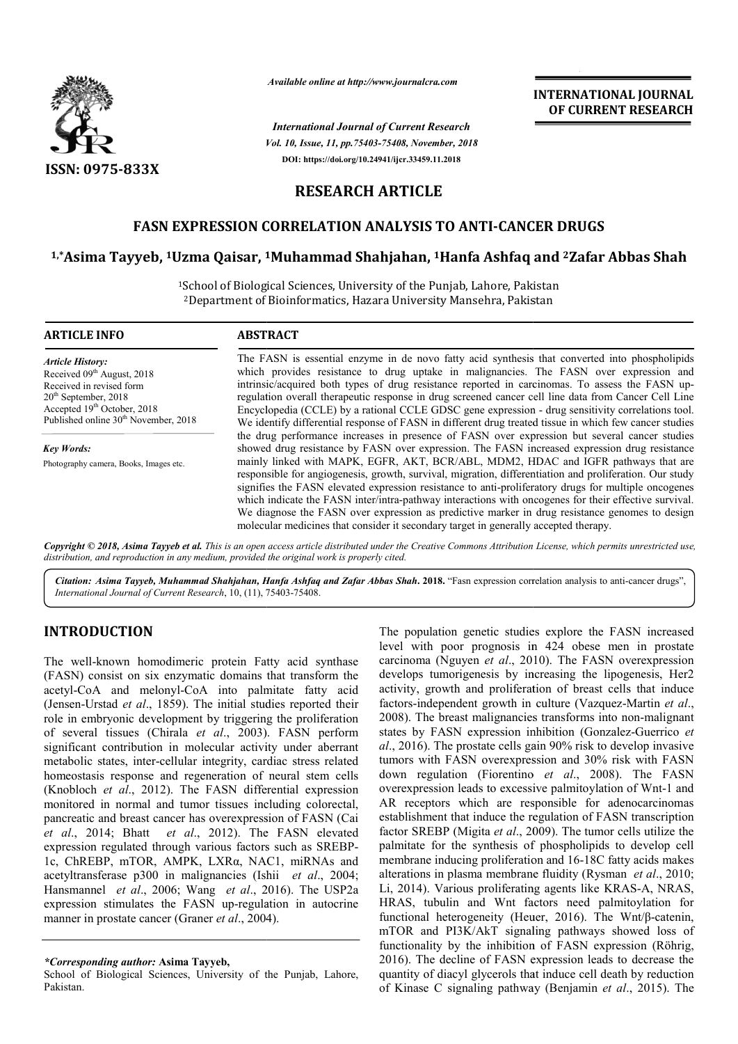*Available online at http://www.journalcra.com*

*International Journal of Current Research*
*Vol. 10, Issue, 11, pp.75403-75408, November, 2018*
**DOI: https://doi.org/10.24941/ijcr.33459.11.2018**

ISSN: 0975-833X

**INTERNATIONAL JOURNAL OF CURRENT RESEARCH**

# RESEARCH ARTICLE

## FASN EXPRESSION CORRELATION ANALYSIS TO ANTI-CANCER DRUGS

**[1,*]Asima Tayyeb, [1]Uzma Qaisar, [1]Muhammad Shahjahan, [1]Hanfa Ashfaq and [2]Zafar Abbas Shah**

[1]School of Biological Sciences, University of the Punjab, Lahore, Pakistan
[2]Department of Bioinformatics, Hazara University Mansehra, Pakistan

**ARTICLE INFO**

*Article History:*
Received 09th August, 2018
Received in revised form 20th September, 2018
Accepted 19th October, 2018
Published online 30th November, 2018

*Key Words:*
Photography camera, Books, Images etc.

**ABSTRACT**

The FASN is essential enzyme in de novo fatty acid synthesis that converted into phospholipids which provides resistance to drug uptake in malignancies. The FASN over expression and intrinsic/acquired both types of drug resistance reported in carcinomas. To assess the FASN up-regulation overall therapeutic response in drug screened cancer cell line data from Cancer Cell Line Encyclopedia (CCLE) by a rational CCLE GDSC gene expression - drug sensitivity correlations tool. We identify differential response of FASN in different drug treated tissue in which few cancer studies the drug performance increases in presence of FASN over expression but several cancer studies showed drug resistance by FASN over expression. The FASN increased expression drug resistance mainly linked with MAPK, EGFR, AKT, BCR/ABL, MDM2, HDAC and IGFR pathways that are responsible for angiogenesis, growth, survival, migration, differentiation and proliferation. Our study signifies the FASN elevated expression resistance to anti-proliferatory drugs for multiple oncogenes which indicate the FASN inter/intra-pathway interactions with oncogenes for their effective survival. We diagnose the FASN over expression as predictive marker in drug resistance genomes to design molecular medicines that consider it secondary target in generally accepted therapy.

*Copyright © 2018, Asima Tayyeb et al. This is an open access article distributed under the Creative Commons Attribution License, which permits unrestricted use, distribution, and reproduction in any medium, provided the original work is properly cited.*

***Citation:** Asima Tayyeb, Muhammad Shahjahan, Hanfa Ashfaq and Zafar Abbas Shah.* **2018.** "Fasn expression correlation analysis to anti-cancer drugs", *International Journal of Current Research*, 10, (11), 75403-75408.

## INTRODUCTION

The well-known homodimeric protein Fatty acid synthase (FASN) consist on six enzymatic domains that transform the acetyl-CoA and melonyl-CoA into palmitate fatty acid (Jensen-Urstad *et al*., 1859). The initial studies reported their role in embryonic development by triggering the proliferation of several tissues (Chirala *et al*., 2003). FASN perform significant contribution in molecular activity under aberrant metabolic states, inter-cellular integrity, cardiac stress related homeostasis response and regeneration of neural stem cells (Knobloch *et al*., 2012). The FASN differential expression monitored in normal and tumor tissues including colorectal, pancreatic and breast cancer has overexpression of FASN (Cai *et al*., 2014; Bhatt *et al*., 2012). The FASN elevated expression regulated through various factors such as SREBP-1c, ChREBP, mTOR, AMPK, LXRα, NAC1, miRNAs and acetyltransferase p300 in malignancies (Ishii *et al*., 2004; Hansmannel *et al*., 2006; Wang *et al*., 2016). The USP2a expression stimulates the FASN up-regulation in autocrine manner in prostate cancer (Graner *et al*., 2004).

The population genetic studies explore the FASN increased level with poor prognosis in 424 obese men in prostate carcinoma (Nguyen *et al*., 2010). The FASN overexpression develops tumorigenesis by increasing the lipogenesis, Her2 activity, growth and proliferation of breast cells that induce factors-independent growth in culture (Vazquez-Martin *et al*., 2008). The breast malignancies transforms into non-malignant states by FASN expression inhibition (Gonzalez-Guerrico *et al*., 2016). The prostate cells gain 90% risk to develop invasive tumors with FASN overexpression and 30% risk with FASN down regulation (Fiorentino *et al*., 2008). The FASN overexpression leads to excessive palmitoylation of Wnt-1 and AR receptors which are responsible for adenocarcinomas establishment that induce the regulation of FASN transcription factor SREBP (Migita *et al*., 2009). The tumor cells utilize the palmitate for the synthesis of phospholipids to develop cell membrane inducing proliferation and 16-18C fatty acids makes alterations in plasma membrane fluidity (Rysman *et al*., 2010; Li, 2014). Various proliferating agents like KRAS-A, NRAS, HRAS, tubulin and Wnt factors need palmitoylation for functional heterogeneity (Heuer, 2016). The Wnt/β-catenin, mTOR and PI3K/AkT signaling pathways showed loss of functionality by the inhibition of FASN expression (Röhrig, 2016). The decline of FASN expression leads to decrease the quantity of diacyl glycerols that induce cell death by reduction of Kinase C signaling pathway (Benjamin *et al*., 2015). The

**\*Corresponding author:** Asima Tayyeb,
School of Biological Sciences, University of the Punjab, Lahore, Pakistan.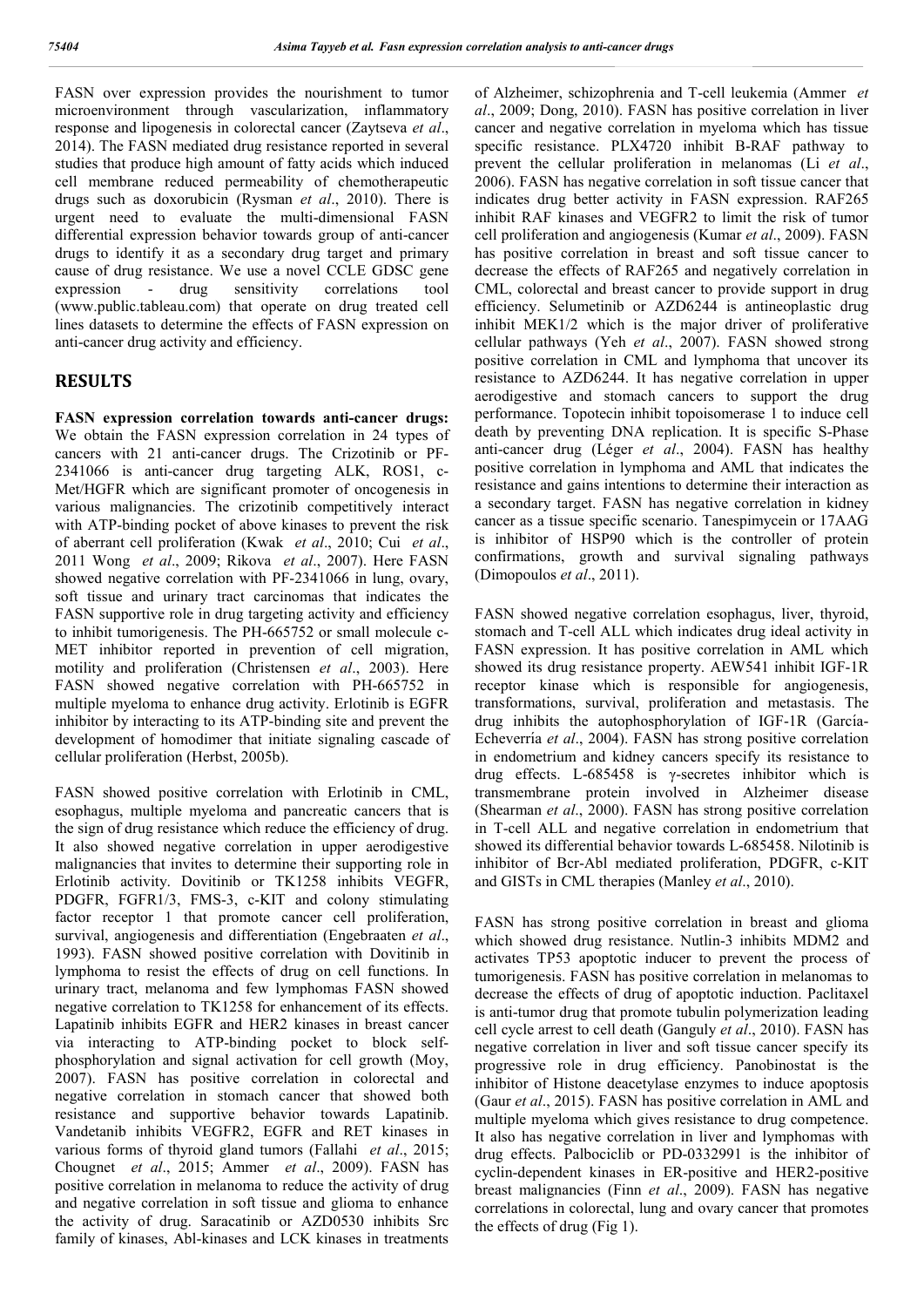FASN over expression provides the nourishment to tumor microenvironment through vascularization, inflammatory response and lipogenesis in colorectal cancer (Zaytseva *et al*., 2014). The FASN mediated drug resistance reported in several studies that produce high amount of fatty acids which induced cell membrane reduced permeability of chemotherapeutic drugs such as doxorubicin (Rysman *et al*., 2010). There is urgent need to evaluate the multi-dimensional FASN differential expression behavior towards group of anti-cancer drugs to identify it as a secondary drug target and primary cause of drug resistance. We use a novel CCLE GDSC gene expression - drug sensitivity correlations tool (www.public.tableau.com) that operate on drug treated cell lines datasets to determine the effects of FASN expression on anti-cancer drug activity and efficiency.

## RESULTS

**FASN expression correlation towards anti-cancer drugs:** We obtain the FASN expression correlation in 24 types of cancers with 21 anti-cancer drugs. The Crizotinib or PF-2341066 is anti-cancer drug targeting ALK, ROS1, c-Met/HGFR which are significant promoter of oncogenesis in various malignancies. The crizotinib competitively interact with ATP-binding pocket of above kinases to prevent the risk of aberrant cell proliferation (Kwak *et al*., 2010; Cui *et al*., 2011 Wong *et al*., 2009; Rikova *et al*., 2007). Here FASN showed negative correlation with PF-2341066 in lung, ovary, soft tissue and urinary tract carcinomas that indicates the FASN supportive role in drug targeting activity and efficiency to inhibit tumorigenesis. The PH-665752 or small molecule c-MET inhibitor reported in prevention of cell migration, motility and proliferation (Christensen *et al*., 2003). Here FASN showed negative correlation with PH-665752 in multiple myeloma to enhance drug activity. Erlotinib is EGFR inhibitor by interacting to its ATP-binding site and prevent the development of homodimer that initiate signaling cascade of cellular proliferation (Herbst, 2005b).

FASN showed positive correlation with Erlotinib in CML, esophagus, multiple myeloma and pancreatic cancers that is the sign of drug resistance which reduce the efficiency of drug. It also showed negative correlation in upper aerodigestive malignancies that invites to determine their supporting role in Erlotinib activity. Dovitinib or TK1258 inhibits VEGFR, PDGFR, FGFR1/3, FMS-3, c-KIT and colony stimulating factor receptor 1 that promote cancer cell proliferation, survival, angiogenesis and differentiation (Engebraaten *et al*., 1993). FASN showed positive correlation with Dovitinib in lymphoma to resist the effects of drug on cell functions. In urinary tract, melanoma and few lymphomas FASN showed negative correlation to TK1258 for enhancement of its effects. Lapatinib inhibits EGFR and HER2 kinases in breast cancer via interacting to ATP-binding pocket to block self-phosphorylation and signal activation for cell growth (Moy, 2007). FASN has positive correlation in colorectal and negative correlation in stomach cancer that showed both resistance and supportive behavior towards Lapatinib. Vandetanib inhibits VEGFR2, EGFR and RET kinases in various forms of thyroid gland tumors (Fallahi *et al*., 2015; Chougnet *et al*., 2015; Ammer *et al*., 2009). FASN has positive correlation in melanoma to reduce the activity of drug and negative correlation in soft tissue and glioma to enhance the activity of drug. Saracatinib or AZD0530 inhibits Src family of kinases, Abl-kinases and LCK kinases in treatments of Alzheimer, schizophrenia and T-cell leukemia (Ammer *et al*., 2009; Dong, 2010). FASN has positive correlation in liver cancer and negative correlation in myeloma which has tissue specific resistance. PLX4720 inhibit B-RAF pathway to prevent the cellular proliferation in melanomas (Li *et al*., 2006). FASN has negative correlation in soft tissue cancer that indicates drug better activity in FASN expression. RAF265 inhibit RAF kinases and VEGFR2 to limit the risk of tumor cell proliferation and angiogenesis (Kumar *et al*., 2009). FASN has positive correlation in breast and soft tissue cancer to decrease the effects of RAF265 and negatively correlation in CML, colorectal and breast cancer to provide support in drug efficiency. Selumetinib or AZD6244 is antineoplastic drug inhibit MEK1/2 which is the major driver of proliferative cellular pathways (Yeh *et al*., 2007). FASN showed strong positive correlation in CML and lymphoma that uncover its resistance to AZD6244. It has negative correlation in upper aerodigestive and stomach cancers to support the drug performance. Topotecin inhibit topoisomerase 1 to induce cell death by preventing DNA replication. It is specific S-Phase anti-cancer drug (Léger *et al*., 2004). FASN has healthy positive correlation in lymphoma and AML that indicates the resistance and gains intentions to determine their interaction as a secondary target. FASN has negative correlation in kidney cancer as a tissue specific scenario. Tanespimycein or 17AAG is inhibitor of HSP90 which is the controller of protein confirmations, growth and survival signaling pathways (Dimopoulos *et al*., 2011).

FASN showed negative correlation esophagus, liver, thyroid, stomach and T-cell ALL which indicates drug ideal activity in FASN expression. It has positive correlation in AML which showed its drug resistance property. AEW541 inhibit IGF-1R receptor kinase which is responsible for angiogenesis, transformations, survival, proliferation and metastasis. The drug inhibits the autophosphorylation of IGF-1R (García-Echeverría *et al*., 2004). FASN has strong positive correlation in endometrium and kidney cancers specify its resistance to drug effects. L-685458 is γ-secretes inhibitor which is transmembrane protein involved in Alzheimer disease (Shearman *et al*., 2000). FASN has strong positive correlation in T-cell ALL and negative correlation in endometrium that showed its differential behavior towards L-685458. Nilotinib is inhibitor of Bcr-Abl mediated proliferation, PDGFR, c-KIT and GISTs in CML therapies (Manley *et al*., 2010).

FASN has strong positive correlation in breast and glioma which showed drug resistance. Nutlin-3 inhibits MDM2 and activates TP53 apoptotic inducer to prevent the process of tumorigenesis. FASN has positive correlation in melanomas to decrease the effects of drug of apoptotic induction. Paclitaxel is anti-tumor drug that promote tubulin polymerization leading cell cycle arrest to cell death (Ganguly *et al*., 2010). FASN has negative correlation in liver and soft tissue cancer specify its progressive role in drug efficiency. Panobinostat is the inhibitor of Histone deacetylase enzymes to induce apoptosis (Gaur *et al*., 2015). FASN has positive correlation in AML and multiple myeloma which gives resistance to drug competence. It also has negative correlation in liver and lymphomas with drug effects. Palbociclib or PD-0332991 is the inhibitor of cyclin-dependent kinases in ER-positive and HER2-positive breast malignancies (Finn *et al*., 2009). FASN has negative correlations in colorectal, lung and ovary cancer that promotes the effects of drug (Fig 1).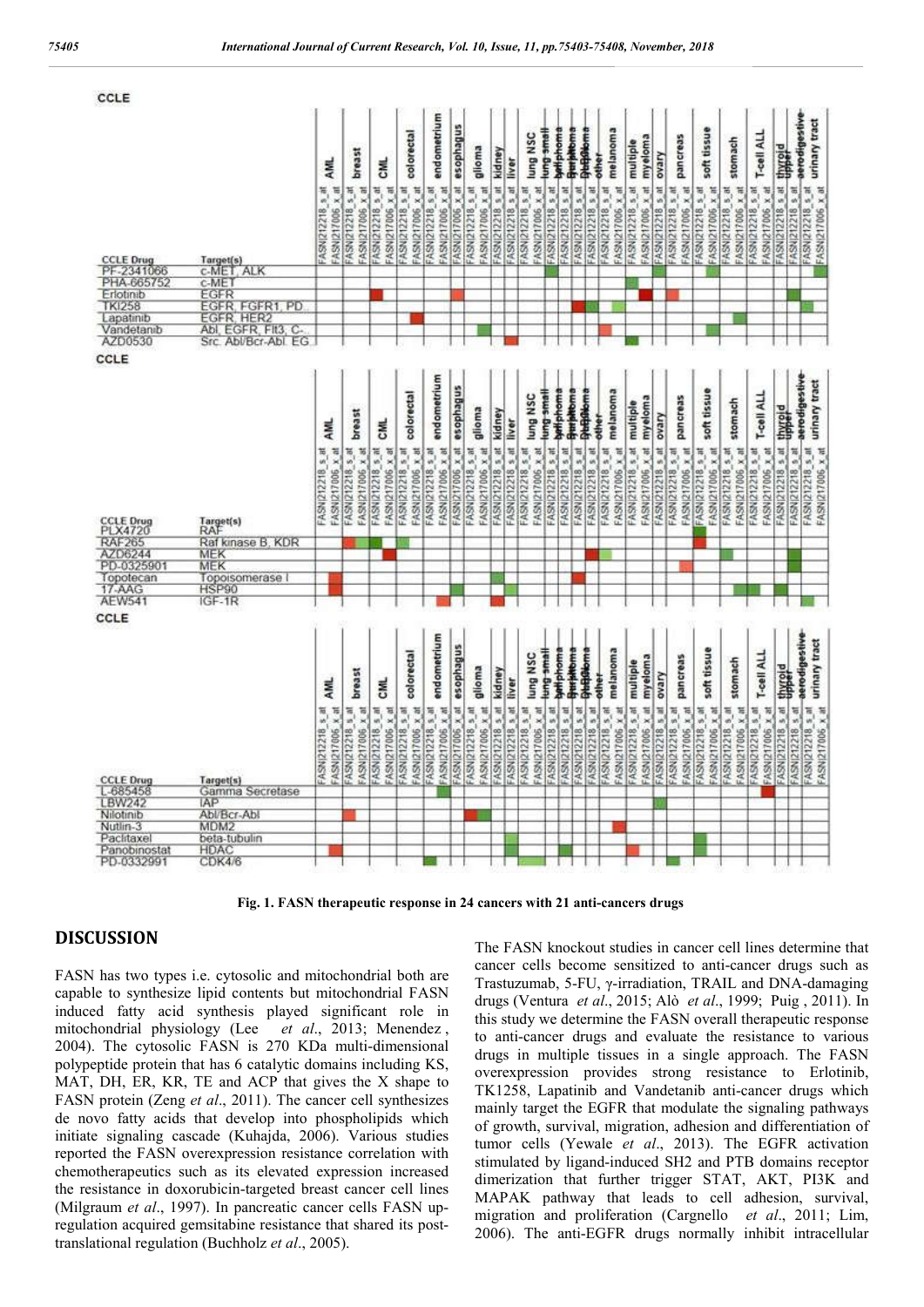Fig. 1. FASN therapeutic response in 24 cancers with 21 anti-cancers drugs

## DISCUSSION

FASN has two types i.e. cytosolic and mitochondrial both are capable to synthesize lipid contents but mitochondrial FASN induced fatty acid synthesis played significant role in mitochondrial physiology (Lee *et al*., 2013; Menendez , 2004). The cytosolic FASN is 270 KDa multi-dimensional polypeptide protein that has 6 catalytic domains including KS, MAT, DH, ER, KR, TE and ACP that gives the X shape to FASN protein (Zeng *et al*., 2011). The cancer cell synthesizes de novo fatty acids that develop into phospholipids which initiate signaling cascade (Kuhajda, 2006). Various studies reported the FASN overexpression resistance correlation with chemotherapeutics such as its elevated expression increased the resistance in doxorubicin-targeted breast cancer cell lines (Milgraum *et al*., 1997). In pancreatic cancer cells FASN up-regulation acquired gemsitabine resistance that shared its post-translational regulation (Buchholz *et al*., 2005).

The FASN knockout studies in cancer cell lines determine that cancer cells become sensitized to anti-cancer drugs such as Trastuzumab, 5-FU, γ-irradiation, TRAIL and DNA-damaging drugs (Ventura *et al*., 2015; Alò *et al*., 1999; Puig , 2011). In this study we determine the FASN overall therapeutic response to anti-cancer drugs and evaluate the resistance to various drugs in multiple tissues in a single approach. The FASN overexpression provides strong resistance to Erlotinib, TK1258, Lapatinib and Vandetanib anti-cancer drugs which mainly target the EGFR that modulate the signaling pathways of growth, survival, migration, adhesion and differentiation of tumor cells (Yewale *et al*., 2013). The EGFR activation stimulated by ligand-induced SH2 and PTB domains receptor dimerization that further trigger STAT, AKT, PI3K and MAPAK pathway that leads to cell adhesion, survival, migration and proliferation (Cargnello *et al*., 2011; Lim, 2006). The anti-EGFR drugs normally inhibit intracellular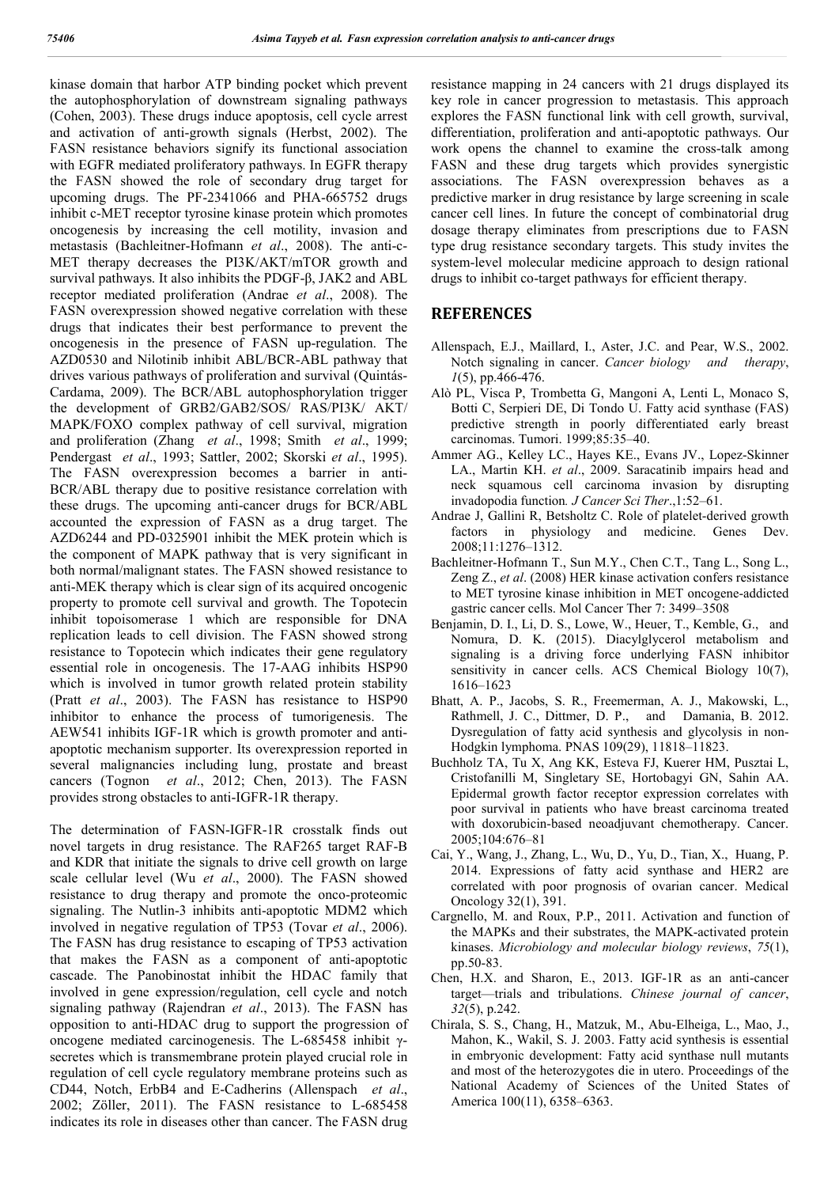kinase domain that harbor ATP binding pocket which prevent the autophosphorylation of downstream signaling pathways (Cohen, 2003). These drugs induce apoptosis, cell cycle arrest and activation of anti-growth signals (Herbst, 2002). The FASN resistance behaviors signify its functional association with EGFR mediated proliferatory pathways. In EGFR therapy the FASN showed the role of secondary drug target for upcoming drugs. The PF-2341066 and PHA-665752 drugs inhibit c-MET receptor tyrosine kinase protein which promotes oncogenesis by increasing the cell motility, invasion and metastasis (Bachleitner-Hofmann *et al*., 2008). The anti-c-MET therapy decreases the PI3K/AKT/mTOR growth and survival pathways. It also inhibits the PDGF-β, JAK2 and ABL receptor mediated proliferation (Andrae *et al*., 2008). The FASN overexpression showed negative correlation with these drugs that indicates their best performance to prevent the oncogenesis in the presence of FASN up-regulation. The AZD0530 and Nilotinib inhibit ABL/BCR-ABL pathway that drives various pathways of proliferation and survival (Quintás-Cardama, 2009). The BCR/ABL autophosphorylation trigger the development of GRB2/GAB2/SOS/ RAS/PI3K/ AKT/ MAPK/FOXO complex pathway of cell survival, migration and proliferation (Zhang *et al*., 1998; Smith *et al*., 1999; Pendergast *et al*., 1993; Sattler, 2002; Skorski *et al*., 1995). The FASN overexpression becomes a barrier in anti-BCR/ABL therapy due to positive resistance correlation with these drugs. The upcoming anti-cancer drugs for BCR/ABL accounted the expression of FASN as a drug target. The AZD6244 and PD-0325901 inhibit the MEK protein which is the component of MAPK pathway that is very significant in both normal/malignant states. The FASN showed resistance to anti-MEK therapy which is clear sign of its acquired oncogenic property to promote cell survival and growth. The Topotecin inhibit topoisomerase 1 which are responsible for DNA replication leads to cell division. The FASN showed strong resistance to Topotecin which indicates their gene regulatory essential role in oncogenesis. The 17-AAG inhibits HSP90 which is involved in tumor growth related protein stability (Pratt *et al*., 2003). The FASN has resistance to HSP90 inhibitor to enhance the process of tumorigenesis. The AEW541 inhibits IGF-1R which is growth promoter and anti-apoptotic mechanism supporter. Its overexpression reported in several malignancies including lung, prostate and breast cancers (Tognon *et al*., 2012; Chen, 2013). The FASN provides strong obstacles to anti-IGFR-1R therapy.

The determination of FASN-IGFR-1R crosstalk finds out novel targets in drug resistance. The RAF265 target RAF-B and KDR that initiate the signals to drive cell growth on large scale cellular level (Wu *et al*., 2000). The FASN showed resistance to drug therapy and promote the onco-proteomic signaling. The Nutlin-3 inhibits anti-apoptotic MDM2 which involved in negative regulation of TP53 (Tovar *et al*., 2006). The FASN has drug resistance to escaping of TP53 activation that makes the FASN as a component of anti-apoptotic cascade. The Panobinostat inhibit the HDAC family that involved in gene expression/regulation, cell cycle and notch signaling pathway (Rajendran *et al*., 2013). The FASN has opposition to anti-HDAC drug to support the progression of oncogene mediated carcinogenesis. The L-685458 inhibit γ-secretes which is transmembrane protein played crucial role in regulation of cell cycle regulatory membrane proteins such as CD44, Notch, ErbB4 and E-Cadherins (Allenspach *et al*., 2002; Zöller, 2011). The FASN resistance to L-685458 indicates its role in diseases other than cancer. The FASN drug resistance mapping in 24 cancers with 21 drugs displayed its key role in cancer progression to metastasis. This approach explores the FASN functional link with cell growth, survival, differentiation, proliferation and anti-apoptotic pathways. Our work opens the channel to examine the cross-talk among FASN and these drug targets which provides synergistic associations. The FASN overexpression behaves as a predictive marker in drug resistance by large screening in scale cancer cell lines. In future the concept of combinatorial drug dosage therapy eliminates from prescriptions due to FASN type drug resistance secondary targets. This study invites the system-level molecular medicine approach to design rational drugs to inhibit co-target pathways for efficient therapy.

## REFERENCES

Allenspach, E.J., Maillard, I., Aster, J.C. and Pear, W.S., 2002. Notch signaling in cancer. *Cancer biology and therapy*, *1*(5), pp.466-476.

Alò PL, Visca P, Trombetta G, Mangoni A, Lenti L, Monaco S, Botti C, Serpieri DE, Di Tondo U. Fatty acid synthase (FAS) predictive strength in poorly differentiated early breast carcinomas. Tumori. 1999;85:35–40.

Ammer AG., Kelley LC., Hayes KE., Evans JV., Lopez-Skinner LA., Martin KH. *et al*., 2009. Saracatinib impairs head and neck squamous cell carcinoma invasion by disrupting invadopodia function*. J Cancer Sci Ther*.,1:52–61.

Andrae J, Gallini R, Betsholtz C. Role of platelet-derived growth factors in physiology and medicine. Genes Dev. 2008;11:1276–1312.

Bachleitner-Hofmann T., Sun M.Y., Chen C.T., Tang L., Song L., Zeng Z., *et al*. (2008) HER kinase activation confers resistance to MET tyrosine kinase inhibition in MET oncogene-addicted gastric cancer cells. Mol Cancer Ther 7: 3499–3508

Benjamin, D. I., Li, D. S., Lowe, W., Heuer, T., Kemble, G., and Nomura, D. K. (2015). Diacylglycerol metabolism and signaling is a driving force underlying FASN inhibitor sensitivity in cancer cells. ACS Chemical Biology 10(7), 1616–1623

Bhatt, A. P., Jacobs, S. R., Freemerman, A. J., Makowski, L., Rathmell, J. C., Dittmer, D. P., and Damania, B. 2012. Dysregulation of fatty acid synthesis and glycolysis in non-Hodgkin lymphoma. PNAS 109(29), 11818–11823.

Buchholz TA, Tu X, Ang KK, Esteva FJ, Kuerer HM, Pusztai L, Cristofanilli M, Singletary SE, Hortobagyi GN, Sahin AA. Epidermal growth factor receptor expression correlates with poor survival in patients who have breast carcinoma treated with doxorubicin-based neoadjuvant chemotherapy. Cancer. 2005;104:676–81

Cai, Y., Wang, J., Zhang, L., Wu, D., Yu, D., Tian, X., Huang, P. 2014. Expressions of fatty acid synthase and HER2 are correlated with poor prognosis of ovarian cancer. Medical Oncology 32(1), 391.

Cargnello, M. and Roux, P.P., 2011. Activation and function of the MAPKs and their substrates, the MAPK-activated protein kinases. *Microbiology and molecular biology reviews*, *75*(1), pp.50-83.

Chen, H.X. and Sharon, E., 2013. IGF-1R as an anti-cancer target—trials and tribulations. *Chinese journal of cancer*, *32*(5), p.242.

Chirala, S. S., Chang, H., Matzuk, M., Abu-Elheiga, L., Mao, J., Mahon, K., Wakil, S. J. 2003. Fatty acid synthesis is essential in embryonic development: Fatty acid synthase null mutants and most of the heterozygotes die in utero. Proceedings of the National Academy of Sciences of the United States of America 100(11), 6358–6363.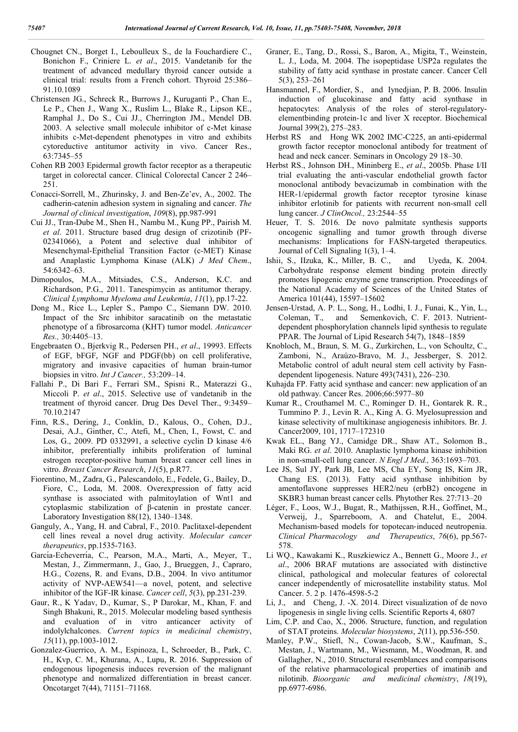Chougnet CN., Borget I., Leboulleux S., de la Fouchardiere C., Bonichon F., Criniere L. *et al*., 2015. Vandetanib for the treatment of advanced medullary thyroid cancer outside a clinical trial: results from a French cohort. Thyroid 25:386–91.10.1089

Christensen JG., Schreck R., Burrows J., Kuruganti P., Chan E., Le P., Chen J., Wang X., Ruslim L., Blake R., Lipson KE., Ramphal J., Do S., Cui JJ., Cherrington JM., Mendel DB. 2003. A selective small molecule inhibitor of c-Met kinase inhibits c-Met-dependent phenotypes in vitro and exhibits cytoreductive antitumor activity in vivo. Cancer Res., 63:7345–55

Cohen RB 2003 Epidermal growth factor receptor as a therapeutic target in colorectal cancer. Clinical Colorectal Cancer 2 246–251.

Conacci-Sorrell, M., Zhurinsky, J. and Ben-Ze'ev, A., 2002. The cadherin-catenin adhesion system in signaling and cancer. *The Journal of clinical investigation*, *109*(8), pp.987-991

Cui JJ., Tran-Dube M., Shen H., Nambu M., Kung PP., Pairish M. *et al*. 2011. Structure based drug design of crizotinib (PF-02341066), a Potent and selective dual inhibitor of Mesenchymal-Epithelial Transition Factor (c-MET) Kinase and Anaplastic Lymphoma Kinase (ALK) *J Med Chem*., 54:6342–63.

Dimopoulos, M.A., Mitsiades, C.S., Anderson, K.C. and Richardson, P.G., 2011. Tanespimycin as antitumor therapy. *Clinical Lymphoma Myeloma and Leukemia*, *11*(1), pp.17-22.

Dong M., Rice L., Lepler S., Pampo C., Siemann DW. 2010. Impact of the Src inhibitor saracatinib on the metastatic phenotype of a fibrosarcoma (KHT) tumor model. *Anticancer Res.,* 30:4405–13.

Engebraaten O., Bjerkvig R., Pedersen PH., *et al*., 19993. Effects of EGF, bFGF, NGF and PDGF(bb) on cell proliferative, migratory and invasive capacities of human brain-tumor biopsies in vitro. *Int J Cancer.,* 53:209–14.

Fallahi P., Di Bari F., Ferrari SM., Spisni R., Materazzi G., Miccoli P. *et al*., 2015. Selective use of vandetanib in the treatment of thyroid cancer. Drug Des Devel Ther., 9:3459–70.10.2147

Finn, R.S., Dering, J., Conklin, D., Kalous, O., Cohen, D.J., Desai, A.J., Ginther, C., Atefi, M., Chen, I., Fowst, C. and Los, G., 2009. PD 0332991, a selective cyclin D kinase 4/6 inhibitor, preferentially inhibits proliferation of luminal estrogen receptor-positive human breast cancer cell lines in vitro. *Breast Cancer Research*, *11*(5), p.R77.

Fiorentino, M., Zadra, G., Palescandolo, E., Fedele, G., Bailey, D., Fiore, C., Loda, M. 2008. Overexpression of fatty acid synthase is associated with palmitoylation of Wnt1 and cytoplasmic stabilization of β-catenin in prostate cancer. Laboratory Investigation 88(12), 1340–1348.

Ganguly, A., Yang, H. and Cabral, F., 2010. Paclitaxel-dependent cell lines reveal a novel drug activity. *Molecular cancer therapeutics*, pp.1535-7163.

García-Echeverría, C., Pearson, M.A., Marti, A., Meyer, T., Mestan, J., Zimmermann, J., Gao, J., Brueggen, J., Capraro, H.G., Cozens, R. and Evans, D.B., 2004. In vivo antitumor activity of NVP-AEW541—a novel, potent, and selective inhibitor of the IGF-IR kinase. *Cancer cell*, *5*(3), pp.231-239.

Gaur, R., K Yadav, D., Kumar, S., P Darokar, M., Khan, F. and Singh Bhakuni, R., 2015. Molecular modeling based synthesis and evaluation of in vitro anticancer activity of indolylchalcones. *Current topics in medicinal chemistry*, *15*(11), pp.1003-1012.

Gonzalez-Guerrico, A. M., Espinoza, I., Schroeder, B., Park, C. H., Kvp, C. M., Khurana, A., Lupu, R. 2016. Suppression of endogenous lipogenesis induces reversion of the malignant phenotype and normalized differentiation in breast cancer. Oncotarget 7(44), 71151–71168.

Graner, E., Tang, D., Rossi, S., Baron, A., Migita, T., Weinstein, L. J., Loda, M. 2004. The isopeptidase USP2a regulates the stability of fatty acid synthase in prostate cancer. Cancer Cell 5(3), 253–261

Hansmannel, F., Mordier, S., and Iynedjian, P. B. 2006. Insulin induction of glucokinase and fatty acid synthase in hepatocytes: Analysis of the roles of sterol-regulatory-elementbinding protein-1c and liver X receptor. Biochemical Journal 399(2), 275–283.

Herbst RS and Hong WK 2002 IMC-C225, an anti-epidermal growth factor receptor monoclonal antibody for treatment of head and neck cancer. Seminars in Oncology 29 18–30.

Herbst RS., Johnson DH., Mininberg E., *et al*., 2005b. Phase I/II trial evaluating the anti-vascular endothelial growth factor monoclonal antibody bevacizumab in combination with the HER-1/epidermal growth factor receptor tyrosine kinase inhibitor erlotinib for patients with recurrent non-small cell lung cancer. *J ClinOncol.,* 23:2544–55

Heuer, T. S. 2016. De novo palmitate synthesis supports oncogenic signalling and tumor growth through diverse mechanisms: Implications for FASN-targeted therapeutics. Journal of Cell Signaling 1(3), 1–4.

Ishii, S., IIzuka, K., Miller, B. C., and Uyeda, K. 2004. Carbohydrate response element binding protein directly promotes lipogenic enzyme gene transcription. Proceedings of the National Academy of Sciences of the United States of America 101(44), 15597–15602

Jensen-Urstad, A. P. L., Song, H., Lodhi, I. J., Funai, K., Yin, L., Coleman, T., and Semenkovich, C. F. 2013. Nutrient-dependent phosphorylation channels lipid synthesis to regulate PPAR. The Journal of Lipid Research 54(7), 1848–1859

Knobloch, M., Braun, S. M. G., Zurkirchen, L., von Schoultz, C., Zamboni, N., Araúzo-Bravo, M. J., Jessberger, S. 2012. Metabolic control of adult neural stem cell activity by Fasn-dependent lipogenesis. Nature 493(7431), 226–230.

Kuhajda FP. Fatty acid synthase and cancer: new application of an old pathway. Cancer Res. 2006;66:5977–80

Kumar R., Crouthamel M. C., Rominger D. H., Gontarek R. R., Tummino P. J., Levin R. A., King A. G. Myelosupression and kinase selectivity of multikinase angiogenesis inhibitors. Br. J. Cancer2009, 101, 1717–172310

Kwak EL., Bang YJ., Camidge DR., Shaw AT., Solomon B., Maki RG. *et al*. 2010. Anaplastic lymphoma kinase inhibition in non-small-cell lung cancer. *N Engl J Med.,* 363:1693–703.

Lee JS, Sul JY, Park JB, Lee MS, Cha EY, Song IS, Kim JR, Chang ES. (2013). Fatty acid synthase inhibition by amentoflavone suppresses HER2/neu (erbB2) oncogene in SKBR3 human breast cancer cells. Phytother Res. 27:713–20

Léger, F., Loos, W.J., Bugat, R., Mathijssen, R.H., Goffinet, M., Verweij, J., Sparreboom, A. and Chatelut, E., 2004. Mechanism‐based models for topotecan‐induced neutropenia. *Clinical Pharmacology and Therapeutics*, *76*(6), pp.567-578.

Li WQ., Kawakami K., Ruszkiewicz A., Bennett G., Moore J., *et al*., 2006 BRAF mutations are associated with distinctive clinical, pathological and molecular features of colorectal cancer independently of microsatellite instability status. Mol Cancer. 5. 2 p. 1476-4598-5-2

Li, J., and Cheng, J. -X. 2014. Direct visualization of de novo lipogenesis in single living cells. Scientific Reports 4, 6807

Lim, C.P. and Cao, X., 2006. Structure, function, and regulation of STAT proteins. *Molecular biosystems*, *2*(11), pp.536-550.

Manley, P.W., Stiefl, N., Cowan-Jacob, S.W., Kaufman, S., Mestan, J., Wartmann, M., Wiesmann, M., Woodman, R. and Gallagher, N., 2010. Structural resemblances and comparisons of the relative pharmacological properties of imatinib and nilotinib. *Bioorganic and medicinal chemistry*, *18*(19), pp.6977-6986.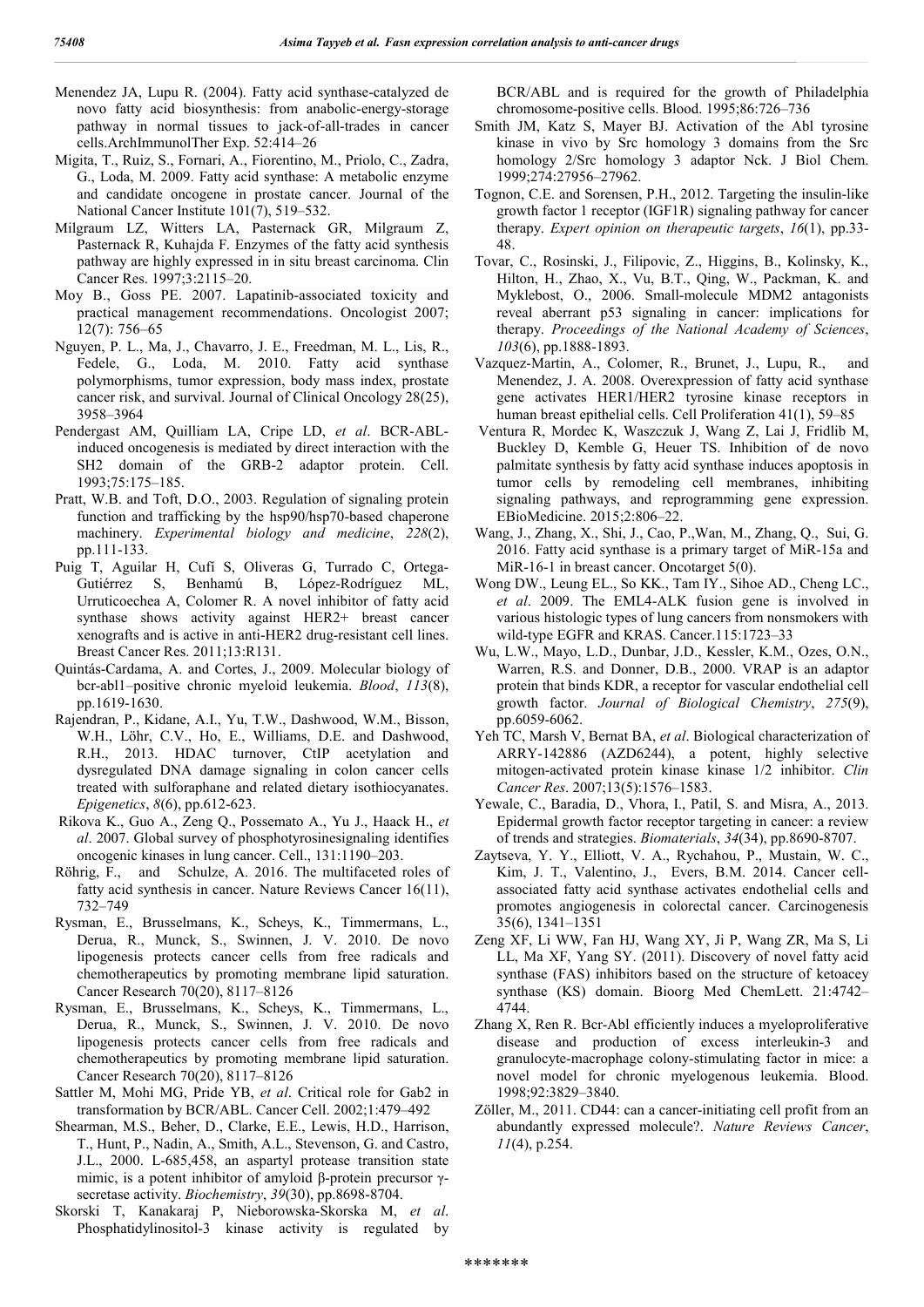Menendez JA, Lupu R. (2004). Fatty acid synthase-catalyzed de novo fatty acid biosynthesis: from anabolic-energy-storage pathway in normal tissues to jack-of-all-trades in cancer cells.ArchImmunolTher Exp. 52:414–26

Migita, T., Ruiz, S., Fornari, A., Fiorentino, M., Priolo, C., Zadra, G., Loda, M. 2009. Fatty acid synthase: A metabolic enzyme and candidate oncogene in prostate cancer. Journal of the National Cancer Institute 101(7), 519–532.

Milgraum LZ, Witters LA, Pasternack GR, Milgraum Z, Pasternack R, Kuhajda F. Enzymes of the fatty acid synthesis pathway are highly expressed in in situ breast carcinoma. Clin Cancer Res. 1997;3:2115–20.

Moy B., Goss PE. 2007. Lapatinib-associated toxicity and practical management recommendations. Oncologist 2007; 12(7): 756–65

Nguyen, P. L., Ma, J., Chavarro, J. E., Freedman, M. L., Lis, R., Fedele, G., Loda, M. 2010. Fatty acid synthase polymorphisms, tumor expression, body mass index, prostate cancer risk, and survival. Journal of Clinical Oncology 28(25), 3958–3964

Pendergast AM, Quilliam LA, Cripe LD, *et al*. BCR-ABL-induced oncogenesis is mediated by direct interaction with the SH2 domain of the GRB-2 adaptor protein. Cell. 1993;75:175–185.

Pratt, W.B. and Toft, D.O., 2003. Regulation of signaling protein function and trafficking by the hsp90/hsp70-based chaperone machinery. *Experimental biology and medicine*, *228*(2), pp.111-133.

Puig T, Aguilar H, Cufí S, Oliveras G, Turrado C, Ortega-Gutiérrez S, Benhamú B, López-Rodríguez ML, Urruticoechea A, Colomer R. A novel inhibitor of fatty acid synthase shows activity against HER2+ breast cancer xenografts and is active in anti-HER2 drug-resistant cell lines. Breast Cancer Res. 2011;13:R131.

Quintás-Cardama, A. and Cortes, J., 2009. Molecular biology of bcr-abl1–positive chronic myeloid leukemia. *Blood*, *113*(8), pp.1619-1630.

Rajendran, P., Kidane, A.I., Yu, T.W., Dashwood, W.M., Bisson, W.H., Löhr, C.V., Ho, E., Williams, D.E. and Dashwood, R.H., 2013. HDAC turnover, CtIP acetylation and dysregulated DNA damage signaling in colon cancer cells treated with sulforaphane and related dietary isothiocyanates. *Epigenetics*, *8*(6), pp.612-623.

Rikova K., Guo A., Zeng Q., Possemato A., Yu J., Haack H., *et al*. 2007. Global survey of phosphotyrosinesignaling identifies oncogenic kinases in lung cancer. Cell., 131:1190–203.

Röhrig, F., and Schulze, A. 2016. The multifaceted roles of fatty acid synthesis in cancer. Nature Reviews Cancer 16(11), 732–749

Rysman, E., Brusselmans, K., Scheys, K., Timmermans, L., Derua, R., Munck, S., Swinnen, J. V. 2010. De novo lipogenesis protects cancer cells from free radicals and chemotherapeutics by promoting membrane lipid saturation. Cancer Research 70(20), 8117–8126

Rysman, E., Brusselmans, K., Scheys, K., Timmermans, L., Derua, R., Munck, S., Swinnen, J. V. 2010. De novo lipogenesis protects cancer cells from free radicals and chemotherapeutics by promoting membrane lipid saturation. Cancer Research 70(20), 8117–8126

Sattler M, Mohi MG, Pride YB, *et al*. Critical role for Gab2 in transformation by BCR/ABL. Cancer Cell. 2002;1:479–492

Shearman, M.S., Beher, D., Clarke, E.E., Lewis, H.D., Harrison, T., Hunt, P., Nadin, A., Smith, A.L., Stevenson, G. and Castro, J.L., 2000. L-685,458, an aspartyl protease transition state mimic, is a potent inhibitor of amyloid β-protein precursor γ-secretase activity. *Biochemistry*, *39*(30), pp.8698-8704.

Skorski T, Kanakaraj P, Nieborowska-Skorska M, *et al*. Phosphatidylinositol-3 kinase activity is regulated by BCR/ABL and is required for the growth of Philadelphia chromosome-positive cells. Blood. 1995;86:726–736

Smith JM, Katz S, Mayer BJ. Activation of the Abl tyrosine kinase in vivo by Src homology 3 domains from the Src homology 2/Src homology 3 adaptor Nck. J Biol Chem. 1999;274:27956–27962.

Tognon, C.E. and Sorensen, P.H., 2012. Targeting the insulin-like growth factor 1 receptor (IGF1R) signaling pathway for cancer therapy. *Expert opinion on therapeutic targets*, *16*(1), pp.33-48.

Tovar, C., Rosinski, J., Filipovic, Z., Higgins, B., Kolinsky, K., Hilton, H., Zhao, X., Vu, B.T., Qing, W., Packman, K. and Myklebost, O., 2006. Small-molecule MDM2 antagonists reveal aberrant p53 signaling in cancer: implications for therapy. *Proceedings of the National Academy of Sciences*, *103*(6), pp.1888-1893.

Vazquez-Martin, A., Colomer, R., Brunet, J., Lupu, R., and Menendez, J. A. 2008. Overexpression of fatty acid synthase gene activates HER1/HER2 tyrosine kinase receptors in human breast epithelial cells. Cell Proliferation 41(1), 59–85

Ventura R, Mordec K, Waszczuk J, Wang Z, Lai J, Fridlib M, Buckley D, Kemble G, Heuer TS. Inhibition of de novo palmitate synthesis by fatty acid synthase induces apoptosis in tumor cells by remodeling cell membranes, inhibiting signaling pathways, and reprogramming gene expression. EBioMedicine. 2015;2:806–22.

Wang, J., Zhang, X., Shi, J., Cao, P.,Wan, M., Zhang, Q., Sui, G. 2016. Fatty acid synthase is a primary target of MiR-15a and MiR-16-1 in breast cancer. Oncotarget 5(0).

Wong DW., Leung EL., So KK., Tam IY., Sihoe AD., Cheng LC., *et al*. 2009. The EML4-ALK fusion gene is involved in various histologic types of lung cancers from nonsmokers with wild-type EGFR and KRAS. Cancer.115:1723–33

Wu, L.W., Mayo, L.D., Dunbar, J.D., Kessler, K.M., Ozes, O.N., Warren, R.S. and Donner, D.B., 2000. VRAP is an adaptor protein that binds KDR, a receptor for vascular endothelial cell growth factor. *Journal of Biological Chemistry*, *275*(9), pp.6059-6062.

Yeh TC, Marsh V, Bernat BA, *et al*. Biological characterization of ARRY-142886 (AZD6244), a potent, highly selective mitogen-activated protein kinase kinase 1/2 inhibitor. *Clin Cancer Res*. 2007;13(5):1576–1583.

Yewale, C., Baradia, D., Vhora, I., Patil, S. and Misra, A., 2013. Epidermal growth factor receptor targeting in cancer: a review of trends and strategies. *Biomaterials*, *34*(34), pp.8690-8707.

Zaytseva, Y. Y., Elliott, V. A., Rychahou, P., Mustain, W. C., Kim, J. T., Valentino, J., Evers, B.M. 2014. Cancer cell-associated fatty acid synthase activates endothelial cells and promotes angiogenesis in colorectal cancer. Carcinogenesis 35(6), 1341–1351

Zeng XF, Li WW, Fan HJ, Wang XY, Ji P, Wang ZR, Ma S, Li LL, Ma XF, Yang SY. (2011). Discovery of novel fatty acid synthase (FAS) inhibitors based on the structure of ketoacey synthase (KS) domain. Bioorg Med ChemLett. 21:4742–4744.

Zhang X, Ren R. Bcr-Abl efficiently induces a myeloproliferative disease and production of excess interleukin-3 and granulocyte-macrophage colony-stimulating factor in mice: a novel model for chronic myelogenous leukemia. Blood. 1998;92:3829–3840.

Zöller, M., 2011. CD44: can a cancer-initiating cell profit from an abundantly expressed molecule?. *Nature Reviews Cancer*, *11*(4), p.254.

\*\*\*\*\*\*\*